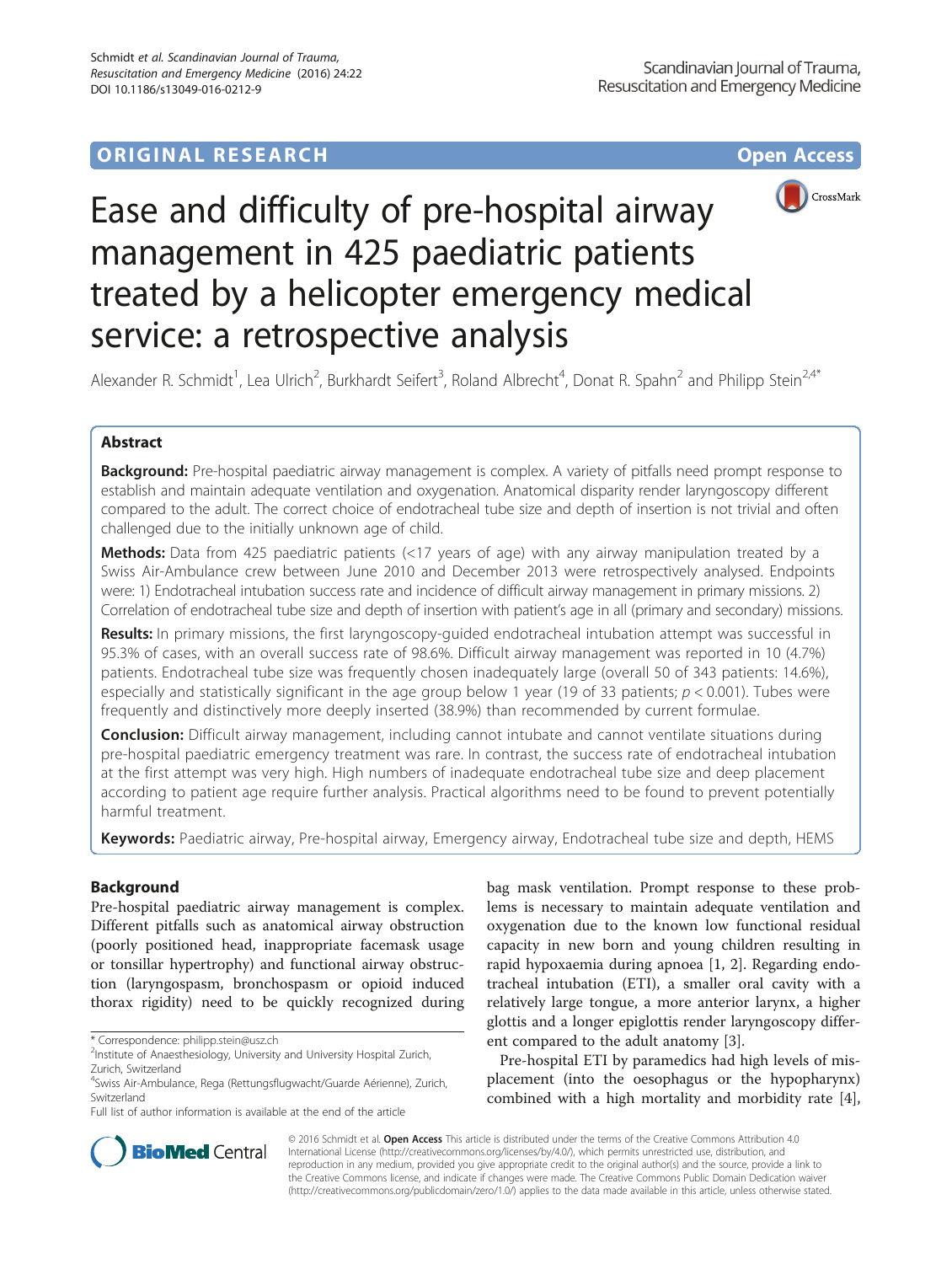ORIGINAL RESEARCH Open Access

# Ease and difficulty of pre-hospital airway management in 425 paediatric patients treated by a helicopter emergency medical service: a retrospective analysis

Alexander R. Schmidt[1], Lea Ulrich[2], Burkhardt Seifert[3], Roland Albrecht[4], Donat R. Spahn[2] and Philipp Stein[2,4*]

## Abstract

**Background:** Pre-hospital paediatric airway management is complex. A variety of pitfalls need prompt response to establish and maintain adequate ventilation and oxygenation. Anatomical disparity render laryngoscopy different compared to the adult. The correct choice of endotracheal tube size and depth of insertion is not trivial and often challenged due to the initially unknown age of child.

**Methods:** Data from 425 paediatric patients (<17 years of age) with any airway manipulation treated by a Swiss Air-Ambulance crew between June 2010 and December 2013 were retrospectively analysed. Endpoints were: 1) Endotracheal intubation success rate and incidence of difficult airway management in primary missions. 2) Correlation of endotracheal tube size and depth of insertion with patient's age in all (primary and secondary) missions.

**Results:** In primary missions, the first laryngoscopy-guided endotracheal intubation attempt was successful in 95.3% of cases, with an overall success rate of 98.6%. Difficult airway management was reported in 10 (4.7%) patients. Endotracheal tube size was frequently chosen inadequately large (overall 50 of 343 patients: 14.6%), especially and statistically significant in the age group below 1 year (19 of 33 patients; $p < 0.001$). Tubes were frequently and distinctively more deeply inserted (38.9%) than recommended by current formulae.

**Conclusion:** Difficult airway management, including cannot intubate and cannot ventilate situations during pre-hospital paediatric emergency treatment was rare. In contrast, the success rate of endotracheal intubation at the first attempt was very high. High numbers of inadequate endotracheal tube size and deep placement according to patient age require further analysis. Practical algorithms need to be found to prevent potentially harmful treatment.

**Keywords:** Paediatric airway, Pre-hospital airway, Emergency airway, Endotracheal tube size and depth, HEMS

## Background

Pre-hospital paediatric airway management is complex. Different pitfalls such as anatomical airway obstruction (poorly positioned head, inappropriate facemask usage or tonsillar hypertrophy) and functional airway obstruction (laryngospasm, bronchospasm or opioid induced thorax rigidity) need to be quickly recognized during bag mask ventilation. Prompt response to these problems is necessary to maintain adequate ventilation and oxygenation due to the known low functional residual capacity in new born and young children resulting in rapid hypoxaemia during apnoea [1, 2]. Regarding endotracheal intubation (ETI), a smaller oral cavity with a relatively large tongue, a more anterior larynx, a higher glottis and a longer epiglottis render laryngoscopy different compared to the adult anatomy [3].

Pre-hospital ETI by paramedics had high levels of misplacement (into the oesophagus or the hypopharynx) combined with a high mortality and morbidity rate [4],

\* Correspondence: philipp.stein@usz.ch
[2]Institute of Anaesthesiology, University and University Hospital Zurich, Zurich, Switzerland
[4]Swiss Air-Ambulance, Rega (Rettungsflugwacht/Guarde Aérienne), Zurich, Switzerland
Full list of author information is available at the end of the article

© 2016 Schmidt et al. **Open Access** This article is distributed under the terms of the Creative Commons Attribution 4.0 International License (http://creativecommons.org/licenses/by/4.0/), which permits unrestricted use, distribution, and reproduction in any medium, provided you give appropriate credit to the original author(s) and the source, provide a link to the Creative Commons license, and indicate if changes were made. The Creative Commons Public Domain Dedication waiver (http://creativecommons.org/publicdomain/zero/1.0/) applies to the data made available in this article, unless otherwise stated.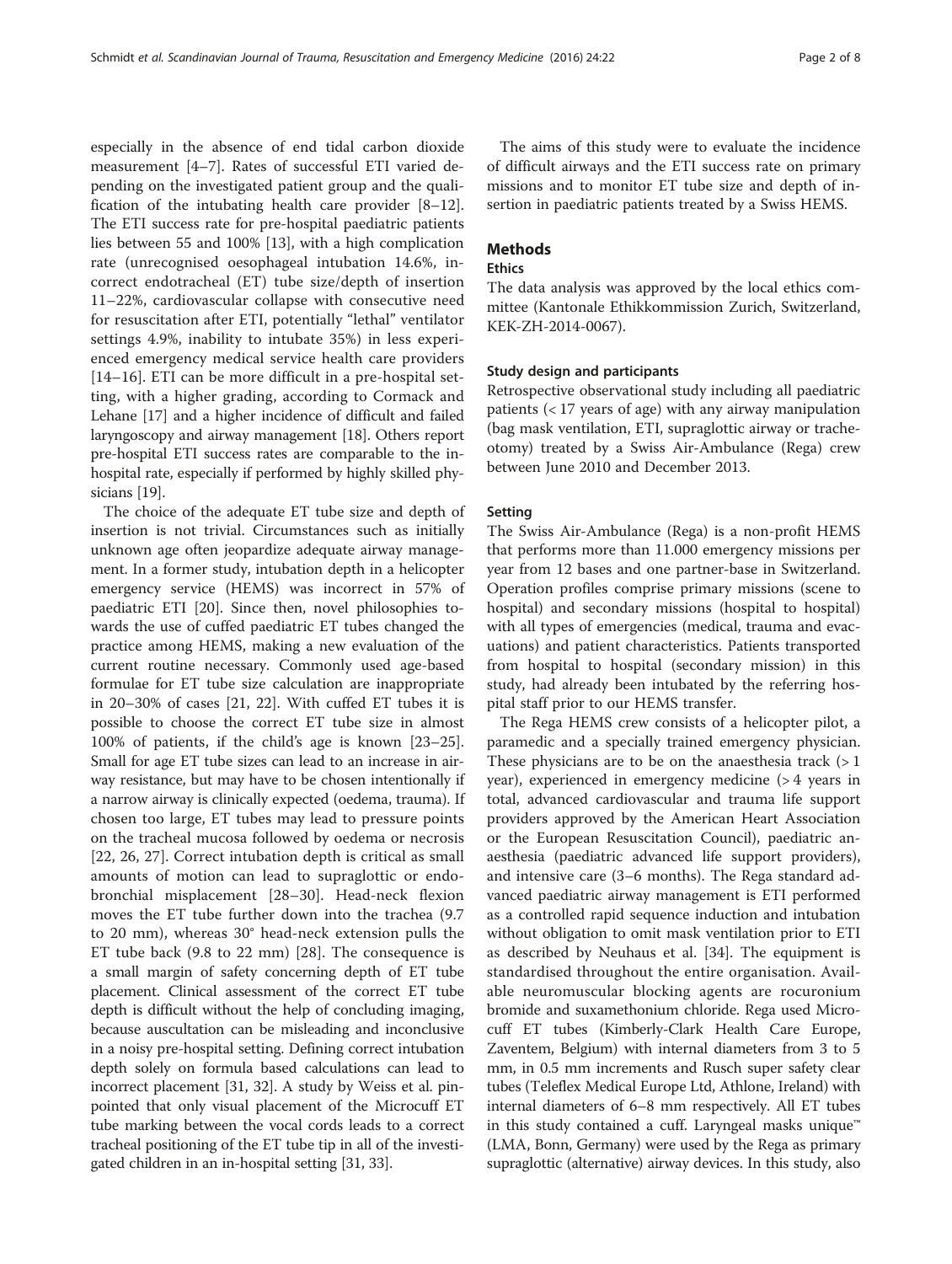especially in the absence of end tidal carbon dioxide measurement [4–7]. Rates of successful ETI varied depending on the investigated patient group and the qualification of the intubating health care provider [8–12]. The ETI success rate for pre-hospital paediatric patients lies between 55 and 100% [13], with a high complication rate (unrecognised oesophageal intubation 14.6%, incorrect endotracheal (ET) tube size/depth of insertion 11–22%, cardiovascular collapse with consecutive need for resuscitation after ETI, potentially "lethal" ventilator settings 4.9%, inability to intubate 35%) in less experienced emergency medical service health care providers [14–16]. ETI can be more difficult in a pre-hospital setting, with a higher grading, according to Cormack and Lehane [17] and a higher incidence of difficult and failed laryngoscopy and airway management [18]. Others report pre-hospital ETI success rates are comparable to the in-hospital rate, especially if performed by highly skilled physicians [19].

The choice of the adequate ET tube size and depth of insertion is not trivial. Circumstances such as initially unknown age often jeopardize adequate airway management. In a former study, intubation depth in a helicopter emergency service (HEMS) was incorrect in 57% of paediatric ETI [20]. Since then, novel philosophies towards the use of cuffed paediatric ET tubes changed the practice among HEMS, making a new evaluation of the current routine necessary. Commonly used age-based formulae for ET tube size calculation are inappropriate in 20–30% of cases [21, 22]. With cuffed ET tubes it is possible to choose the correct ET tube size in almost 100% of patients, if the child's age is known [23–25]. Small for age ET tube sizes can lead to an increase in airway resistance, but may have to be chosen intentionally if a narrow airway is clinically expected (oedema, trauma). If chosen too large, ET tubes may lead to pressure points on the tracheal mucosa followed by oedema or necrosis [22, 26, 27]. Correct intubation depth is critical as small amounts of motion can lead to supraglottic or endobronchial misplacement [28–30]. Head-neck flexion moves the ET tube further down into the trachea (9.7 to 20 mm), whereas 30° head-neck extension pulls the ET tube back (9.8 to 22 mm) [28]. The consequence is a small margin of safety concerning depth of ET tube placement. Clinical assessment of the correct ET tube depth is difficult without the help of concluding imaging, because auscultation can be misleading and inconclusive in a noisy pre-hospital setting. Defining correct intubation depth solely on formula based calculations can lead to incorrect placement [31, 32]. A study by Weiss et al. pinpointed that only visual placement of the Microcuff ET tube marking between the vocal cords leads to a correct tracheal positioning of the ET tube tip in all of the investigated children in an in-hospital setting [31, 33].

The aims of this study were to evaluate the incidence of difficult airways and the ETI success rate on primary missions and to monitor ET tube size and depth of insertion in paediatric patients treated by a Swiss HEMS.

## Methods

### Ethics

The data analysis was approved by the local ethics committee (Kantonale Ethikkommission Zurich, Switzerland, KEK-ZH-2014-0067).

### Study design and participants

Retrospective observational study including all paediatric patients (< 17 years of age) with any airway manipulation (bag mask ventilation, ETI, supraglottic airway or tracheotomy) treated by a Swiss Air-Ambulance (Rega) crew between June 2010 and December 2013.

### Setting

The Swiss Air-Ambulance (Rega) is a non-profit HEMS that performs more than 11.000 emergency missions per year from 12 bases and one partner-base in Switzerland. Operation profiles comprise primary missions (scene to hospital) and secondary missions (hospital to hospital) with all types of emergencies (medical, trauma and evacuations) and patient characteristics. Patients transported from hospital to hospital (secondary mission) in this study, had already been intubated by the referring hospital staff prior to our HEMS transfer.

The Rega HEMS crew consists of a helicopter pilot, a paramedic and a specially trained emergency physician. These physicians are to be on the anaesthesia track (> 1 year), experienced in emergency medicine (> 4 years in total, advanced cardiovascular and trauma life support providers approved by the American Heart Association or the European Resuscitation Council), paediatric anaesthesia (paediatric advanced life support providers), and intensive care (3–6 months). The Rega standard advanced paediatric airway management is ETI performed as a controlled rapid sequence induction and intubation without obligation to omit mask ventilation prior to ETI as described by Neuhaus et al. [34]. The equipment is standardised throughout the entire organisation. Available neuromuscular blocking agents are rocuronium bromide and suxamethonium chloride. Rega used Microcuff ET tubes (Kimberly-Clark Health Care Europe, Zaventem, Belgium) with internal diameters from 3 to 5 mm, in 0.5 mm increments and Rusch super safety clear tubes (Teleflex Medical Europe Ltd, Athlone, Ireland) with internal diameters of 6–8 mm respectively. All ET tubes in this study contained a cuff. Laryngeal masks unique™ (LMA, Bonn, Germany) were used by the Rega as primary supraglottic (alternative) airway devices. In this study, also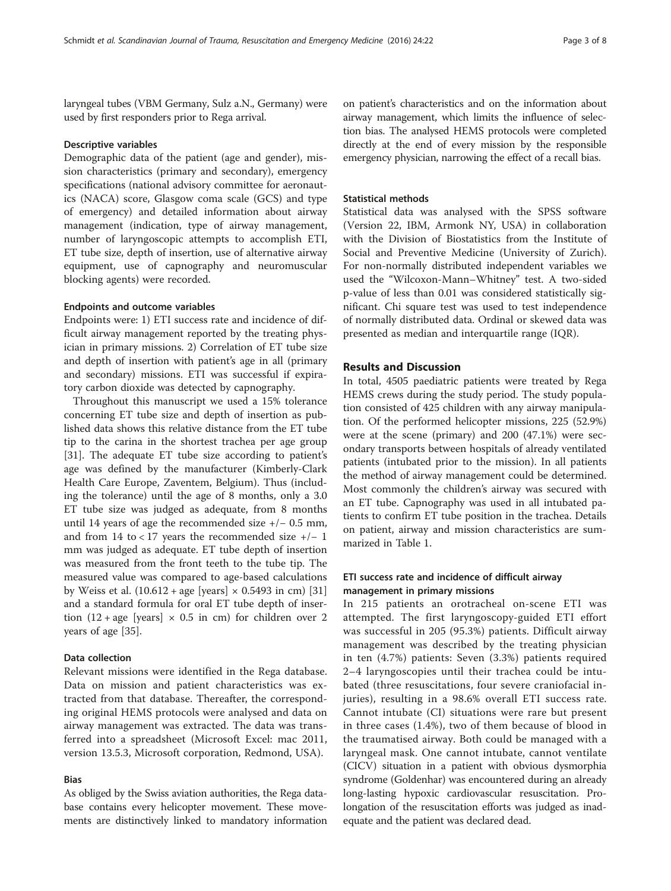laryngeal tubes (VBM Germany, Sulz a.N., Germany) were used by first responders prior to Rega arrival.

#### Descriptive variables

Demographic data of the patient (age and gender), mission characteristics (primary and secondary), emergency specifications (national advisory committee for aeronautics (NACA) score, Glasgow coma scale (GCS) and type of emergency) and detailed information about airway management (indication, type of airway management, number of laryngoscopic attempts to accomplish ETI, ET tube size, depth of insertion, use of alternative airway equipment, use of capnography and neuromuscular blocking agents) were recorded.

#### Endpoints and outcome variables

Endpoints were: 1) ETI success rate and incidence of difficult airway management reported by the treating physician in primary missions. 2) Correlation of ET tube size and depth of insertion with patient's age in all (primary and secondary) missions. ETI was successful if expiratory carbon dioxide was detected by capnography.

Throughout this manuscript we used a 15% tolerance concerning ET tube size and depth of insertion as published data shows this relative distance from the ET tube tip to the carina in the shortest trachea per age group [31]. The adequate ET tube size according to patient's age was defined by the manufacturer (Kimberly-Clark Health Care Europe, Zaventem, Belgium). Thus (including the tolerance) until the age of 8 months, only a 3.0 ET tube size was judged as adequate, from 8 months until 14 years of age the recommended size +/− 0.5 mm, and from 14 to < 17 years the recommended size +/− 1 mm was judged as adequate. ET tube depth of insertion was measured from the front teeth to the tube tip. The measured value was compared to age-based calculations by Weiss et al. ($10.612 + \text{age [years]} \times 0.5493$ in cm) [31] and a standard formula for oral ET tube depth of insertion ($12 + \text{age [years]} \times 0.5$ in cm) for children over 2 years of age [35].

#### Data collection

Relevant missions were identified in the Rega database. Data on mission and patient characteristics was extracted from that database. Thereafter, the corresponding original HEMS protocols were analysed and data on airway management was extracted. The data was transferred into a spreadsheet (Microsoft Excel: mac 2011, version 13.5.3, Microsoft corporation, Redmond, USA).

#### Bias

As obliged by the Swiss aviation authorities, the Rega database contains every helicopter movement. These movements are distinctively linked to mandatory information on patient's characteristics and on the information about airway management, which limits the influence of selection bias. The analysed HEMS protocols were completed directly at the end of every mission by the responsible emergency physician, narrowing the effect of a recall bias.

#### Statistical methods

Statistical data was analysed with the SPSS software (Version 22, IBM, Armonk NY, USA) in collaboration with the Division of Biostatistics from the Institute of Social and Preventive Medicine (University of Zurich). For non-normally distributed independent variables we used the "Wilcoxon-Mann–Whitney" test. A two-sided p-value of less than 0.01 was considered statistically significant. Chi square test was used to test independence of normally distributed data. Ordinal or skewed data was presented as median and interquartile range (IQR).

## Results and Discussion

In total, 4505 paediatric patients were treated by Rega HEMS crews during the study period. The study population consisted of 425 children with any airway manipulation. Of the performed helicopter missions, 225 (52.9%) were at the scene (primary) and 200 (47.1%) were secondary transports between hospitals of already ventilated patients (intubated prior to the mission). In all patients the method of airway management could be determined. Most commonly the children's airway was secured with an ET tube. Capnography was used in all intubated patients to confirm ET tube position in the trachea. Details on patient, airway and mission characteristics are summarized in Table 1.

### ETI success rate and incidence of difficult airway management in primary missions

In 215 patients an orotracheal on-scene ETI was attempted. The first laryngoscopy-guided ETI effort was successful in 205 (95.3%) patients. Difficult airway management was described by the treating physician in ten (4.7%) patients: Seven (3.3%) patients required 2–4 laryngoscopies until their trachea could be intubated (three resuscitations, four severe craniofacial injuries), resulting in a 98.6% overall ETI success rate. Cannot intubate (CI) situations were rare but present in three cases (1.4%), two of them because of blood in the traumatised airway. Both could be managed with a laryngeal mask. One cannot intubate, cannot ventilate (CICV) situation in a patient with obvious dysmorphia syndrome (Goldenhar) was encountered during an already long-lasting hypoxic cardiovascular resuscitation. Prolongation of the resuscitation efforts was judged as inadequate and the patient was declared dead.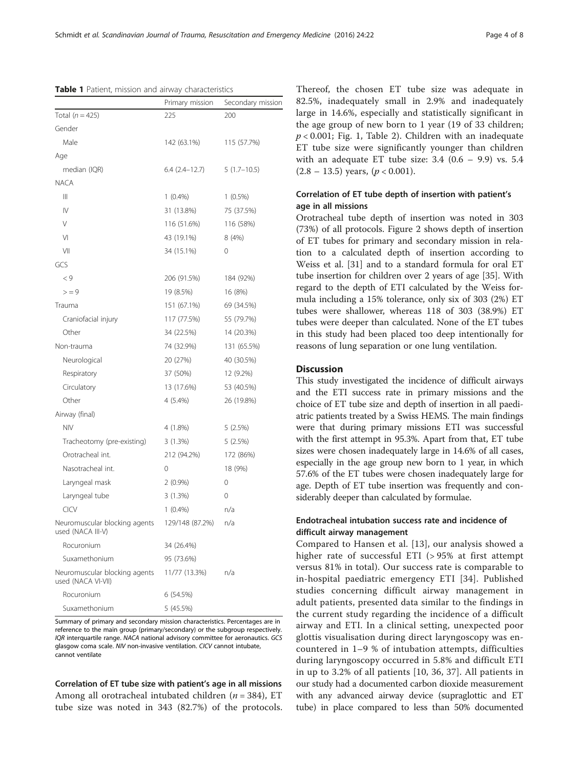**Table 1** Patient, mission and airway characteristics

| | Primary mission | Secondary mission |
|---|---|---|
| Total ($n = 425$) | 225 | 200 |
| Gender | | |
| Male | 142 (63.1%) | 115 (57.7%) |
| Age | | |
| median (IQR) | 6.4 (2.4–12.7) | 5 (1.7–10.5) |
| NACA | | |
| III | 1 (0.4%) | 1 (0.5%) |
| IV | 31 (13.8%) | 75 (37.5%) |
| V | 116 (51.6%) | 116 (58%) |
| VI | 43 (19.1%) | 8 (4%) |
| VII | 34 (15.1%) | 0 |
| GCS | | |
| < 9 | 206 (91.5%) | 184 (92%) |
| >= 9 | 19 (8.5%) | 16 (8%) |
| Trauma | 151 (67.1%) | 69 (34.5%) |
| Craniofacial injury | 117 (77.5%) | 55 (79.7%) |
| Other | 34 (22.5%) | 14 (20.3%) |
| Non-trauma | 74 (32.9%) | 131 (65.5%) |
| Neurological | 20 (27%) | 40 (30.5%) |
| Respiratory | 37 (50%) | 12 (9.2%) |
| Circulatory | 13 (17.6%) | 53 (40.5%) |
| Other | 4 (5.4%) | 26 (19.8%) |
| Airway (final) | | |
| NIV | 4 (1.8%) | 5 (2.5%) |
| Tracheotomy (pre-existing) | 3 (1.3%) | 5 (2.5%) |
| Orotracheal int. | 212 (94.2%) | 172 (86%) |
| Nasotracheal int. | 0 | 18 (9%) |
| Laryngeal mask | 2 (0.9%) | 0 |
| Laryngeal tube | 3 (1.3%) | 0 |
| CICV | 1 (0.4%) | n/a |
| Neuromuscular blocking agents used (NACA III-V) | 129/148 (87.2%) | n/a |
| Rocuronium | 34 (26.4%) | |
| Suxamethonium | 95 (73.6%) | |
| Neuromuscular blocking agents used (NACA VI-VII) | 11/77 (13.3%) | n/a |
| Rocuronium | 6 (54.5%) | |
| Suxamethonium | 5 (45.5%) | |

Summary of primary and secondary mission characteristics. Percentages are in reference to the main group (primary/secondary) or the subgroup respectively. *IQR* interquartile range. *NACA* national advisory committee for aeronautics. *GCS* glasgow coma scale. *NIV* non-invasive ventilation. *CICV* cannot intubate, cannot ventilate

### Correlation of ET tube size with patient's age in all missions

Among all orotracheal intubated children ($n = 384$), ET tube size was noted in 343 (82.7%) of the protocols. Thereof, the chosen ET tube size was adequate in 82.5%, inadequately small in 2.9% and inadequately large in 14.6%, especially and statistically significant in the age group of new born to 1 year (19 of 33 children; $p < 0.001$; Fig. 1, Table 2). Children with an inadequate ET tube size were significantly younger than children with an adequate ET tube size: 3.4 (0.6 – 9.9) vs. 5.4 (2.8 – 13.5) years, ($p < 0.001$).

### Correlation of ET tube depth of insertion with patient's age in all missions

Orotracheal tube depth of insertion was noted in 303 (73%) of all protocols. Figure 2 shows depth of insertion of ET tubes for primary and secondary mission in relation to a calculated depth of insertion according to Weiss et al. [31] and to a standard formula for oral ET tube insertion for children over 2 years of age [35]. With regard to the depth of ETI calculated by the Weiss formula including a 15% tolerance, only six of 303 (2%) ET tubes were shallower, whereas 118 of 303 (38.9%) ET tubes were deeper than calculated. None of the ET tubes in this study had been placed too deep intentionally for reasons of lung separation or one lung ventilation.

## Discussion

This study investigated the incidence of difficult airways and the ETI success rate in primary missions and the choice of ET tube size and depth of insertion in all paediatric patients treated by a Swiss HEMS. The main findings were that during primary missions ETI was successful with the first attempt in 95.3%. Apart from that, ET tube sizes were chosen inadequately large in 14.6% of all cases, especially in the age group new born to 1 year, in which 57.6% of the ET tubes were chosen inadequately large for age. Depth of ET tube insertion was frequently and considerably deeper than calculated by formulae.

### Endotracheal intubation success rate and incidence of difficult airway management

Compared to Hansen et al. [13], our analysis showed a higher rate of successful ETI (> 95% at first attempt versus 81% in total). Our success rate is comparable to in-hospital paediatric emergency ETI [34]. Published studies concerning difficult airway management in adult patients, presented data similar to the findings in the current study regarding the incidence of a difficult airway and ETI. In a clinical setting, unexpected poor glottis visualisation during direct laryngoscopy was encountered in 1–9 % of intubation attempts, difficulties during laryngoscopy occurred in 5.8% and difficult ETI in up to 3.2% of all patients [10, 36, 37]. All patients in our study had a documented carbon dioxide measurement with any advanced airway device (supraglottic and ET tube) in place compared to less than 50% documented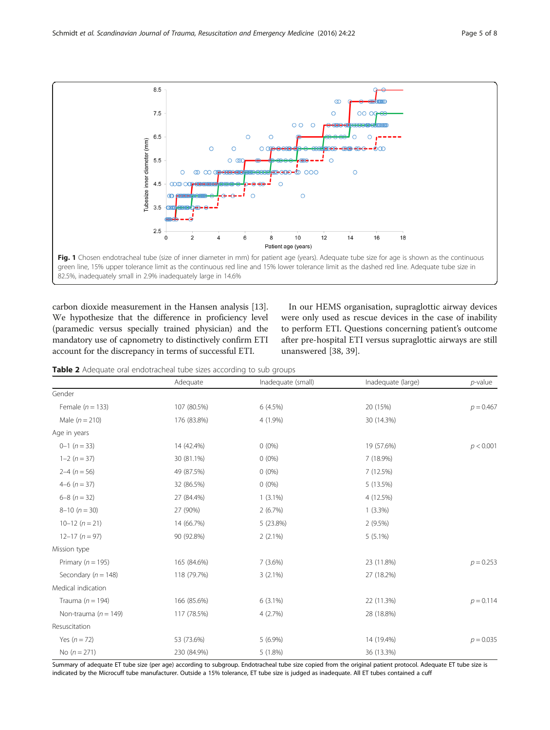Fig. 1 Chosen endotracheal tube (size of inner diameter in mm) for patient age (years). Adequate tube size for age is shown as the continuous green line, 15% upper tolerance limit as the continuous red line and 15% lower tolerance limit as the dashed red line. Adequate tube size in 82.5%, inadequately small in 2.9% inadequately large in 14.6%

carbon dioxide measurement in the Hansen analysis [13]. We hypothesize that the difference in proficiency level (paramedic versus specially trained physician) and the mandatory use of capnometry to distinctively confirm ETI account for the discrepancy in terms of successful ETI.

In our HEMS organisation, supraglottic airway devices were only used as rescue devices in the case of inability to perform ETI. Questions concerning patient's outcome after pre-hospital ETI versus supraglottic airways are still unanswered [38, 39].

**Table 2** Adequate oral endotracheal tube sizes according to sub groups

| | Adequate | Inadequate (small) | Inadequate (large) | *p*-value |
|---|---|---|---|---|
| Gender | | | | |
| Female (*n* = 133) | 107 (80.5%) | 6 (4.5%) | 20 (15%) | *p* = 0.467 |
| Male (*n* = 210) | 176 (83.8%) | 4 (1.9%) | 30 (14.3%) | |
| Age in years | | | | |
| 0–1 (*n* = 33) | 14 (42.4%) | 0 (0%) | 19 (57.6%) | *p* < 0.001 |
| 1–2 (*n* = 37) | 30 (81.1%) | 0 (0%) | 7 (18.9%) | |
| 2–4 (*n* = 56) | 49 (87.5%) | 0 (0%) | 7 (12.5%) | |
| 4–6 (*n* = 37) | 32 (86.5%) | 0 (0%) | 5 (13.5%) | |
| 6–8 (*n* = 32) | 27 (84.4%) | 1 (3.1%) | 4 (12.5%) | |
| 8–10 (*n* = 30) | 27 (90%) | 2 (6.7%) | 1 (3.3%) | |
| 10–12 (*n* = 21) | 14 (66.7%) | 5 (23.8%) | 2 (9.5%) | |
| 12–17 (*n* = 97) | 90 (92.8%) | 2 (2.1%) | 5 (5.1%) | |
| Mission type | | | | |
| Primary (*n* = 195) | 165 (84.6%) | 7 (3.6%) | 23 (11.8%) | *p* = 0.253 |
| Secondary (*n* = 148) | 118 (79.7%) | 3 (2.1%) | 27 (18.2%) | |
| Medical indication | | | | |
| Trauma (*n* = 194) | 166 (85.6%) | 6 (3.1%) | 22 (11.3%) | *p* = 0.114 |
| Non-trauma (*n* = 149) | 117 (78.5%) | 4 (2.7%) | 28 (18.8%) | |
| Resuscitation | | | | |
| Yes (*n* = 72) | 53 (73.6%) | 5 (6.9%) | 14 (19.4%) | *p* = 0.035 |
| No (*n* = 271) | 230 (84.9%) | 5 (1.8%) | 36 (13.3%) | |

Summary of adequate ET tube size (per age) according to subgroup. Endotracheal tube size copied from the original patient protocol. Adequate ET tube size is indicated by the Microcuff tube manufacturer. Outside a 15% tolerance, ET tube size is judged as inadequate. All ET tubes contained a cuff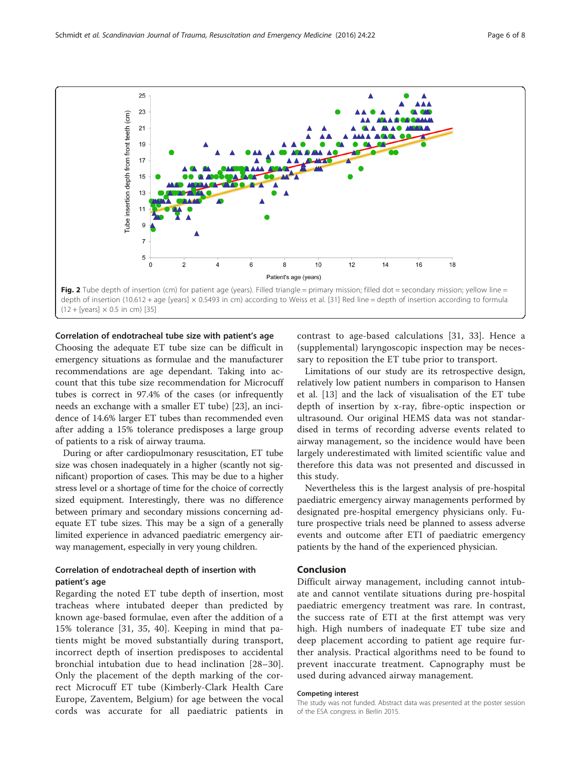25
23
21
19
17
15
13
11
9
7
5

Tube insertion depth from front teeth (cm)

0 2 4 6 8 10 12 14 16 18

Patient's age (years)

**Fig. 2** Tube depth of insertion (cm) for patient age (years). Filled triangle = primary mission; filled dot = secondary mission; yellow line = depth of insertion (10.612 + age [years] × 0.5493 in cm) according to Weiss et al. [31] Red line = depth of insertion according to formula (12 + [years] × 0.5 in cm) [35]

### Correlation of endotracheal tube size with patient's age

Choosing the adequate ET tube size can be difficult in emergency situations as formulae and the manufacturer recommendations are age dependant. Taking into account that this tube size recommendation for Microcuff tubes is correct in 97.4% of the cases (or infrequently needs an exchange with a smaller ET tube) [23], an incidence of 14.6% larger ET tubes than recommended even after adding a 15% tolerance predisposes a large group of patients to a risk of airway trauma.

During or after cardiopulmonary resuscitation, ET tube size was chosen inadequately in a higher (scantly not significant) proportion of cases. This may be due to a higher stress level or a shortage of time for the choice of correctly sized equipment. Interestingly, there was no difference between primary and secondary missions concerning adequate ET tube sizes. This may be a sign of a generally limited experience in advanced paediatric emergency airway management, especially in very young children.

### Correlation of endotracheal depth of insertion with patient's age

Regarding the noted ET tube depth of insertion, most tracheas where intubated deeper than predicted by known age-based formulae, even after the addition of a 15% tolerance [31, 35, 40]. Keeping in mind that patients might be moved substantially during transport, incorrect depth of insertion predisposes to accidental bronchial intubation due to head inclination [28–30]. Only the placement of the depth marking of the correct Microcuff ET tube (Kimberly-Clark Health Care Europe, Zaventem, Belgium) for age between the vocal cords was accurate for all paediatric patients in contrast to age-based calculations [31, 33]. Hence a (supplemental) laryngoscopic inspection may be necessary to reposition the ET tube prior to transport.

Limitations of our study are its retrospective design, relatively low patient numbers in comparison to Hansen et al. [13] and the lack of visualisation of the ET tube depth of insertion by x-ray, fibre-optic inspection or ultrasound. Our original HEMS data was not standardised in terms of recording adverse events related to airway management, so the incidence would have been largely underestimated with limited scientific value and therefore this data was not presented and discussed in this study.

Nevertheless this is the largest analysis of pre-hospital paediatric emergency airway managements performed by designated pre-hospital emergency physicians only. Future prospective trials need be planned to assess adverse events and outcome after ETI of paediatric emergency patients by the hand of the experienced physician.

## Conclusion

Difficult airway management, including cannot intubate and cannot ventilate situations during pre-hospital paediatric emergency treatment was rare. In contrast, the success rate of ETI at the first attempt was very high. High numbers of inadequate ET tube size and deep placement according to patient age require further analysis. Practical algorithms need to be found to prevent inaccurate treatment. Capnography must be used during advanced airway management.

#### Competing interest

The study was not funded. Abstract data was presented at the poster session of the ESA congress in Berlin 2015.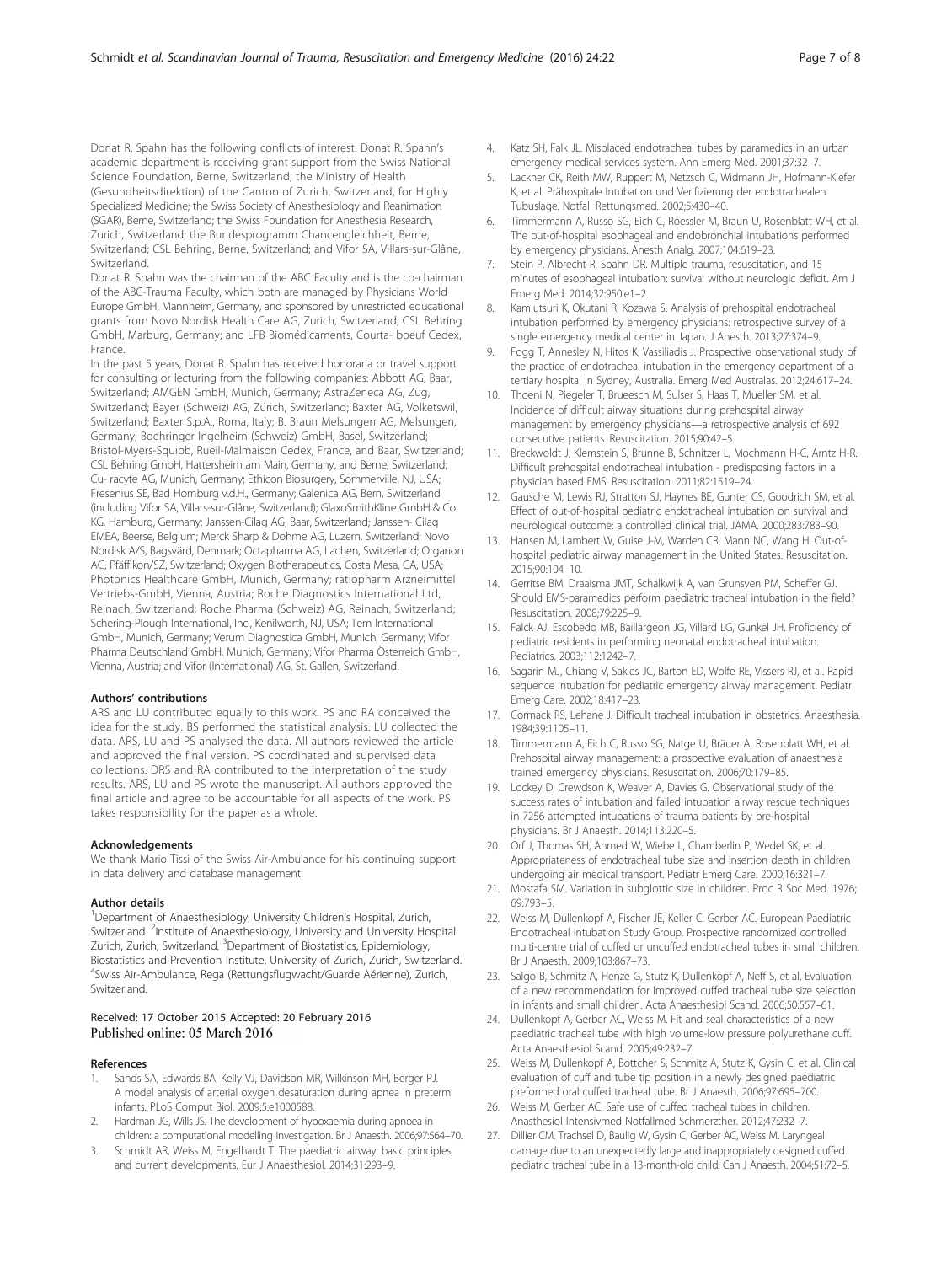Donat R. Spahn has the following conflicts of interest: Donat R. Spahn's academic department is receiving grant support from the Swiss National Science Foundation, Berne, Switzerland; the Ministry of Health (Gesundheitsdirektion) of the Canton of Zurich, Switzerland, for Highly Specialized Medicine; the Swiss Society of Anesthesiology and Reanimation (SGAR), Berne, Switzerland; the Swiss Foundation for Anesthesia Research, Zurich, Switzerland; the Bundesprogramm Chancengleichheit, Berne, Switzerland; CSL Behring, Berne, Switzerland; and Vifor SA, Villars-sur-Glâne, Switzerland.

Donat R. Spahn was the chairman of the ABC Faculty and is the co-chairman of the ABC-Trauma Faculty, which both are managed by Physicians World Europe GmbH, Mannheim, Germany, and sponsored by unrestricted educational grants from Novo Nordisk Health Care AG, Zurich, Switzerland; CSL Behring GmbH, Marburg, Germany; and LFB Biomédicaments, Courta- boeuf Cedex, France.

In the past 5 years, Donat R. Spahn has received honoraria or travel support for consulting or lecturing from the following companies: Abbott AG, Baar, Switzerland; AMGEN GmbH, Munich, Germany; AstraZeneca AG, Zug, Switzerland; Bayer (Schweiz) AG, Zürich, Switzerland; Baxter AG, Volketswil, Switzerland; Baxter S.p.A., Roma, Italy; B. Braun Melsungen AG, Melsungen, Germany; Boehringer Ingelheim (Schweiz) GmbH, Basel, Switzerland; Bristol-Myers-Squibb, Rueil-Malmaison Cedex, France, and Baar, Switzerland; CSL Behring GmbH, Hattersheim am Main, Germany, and Berne, Switzerland; Cu- racyte AG, Munich, Germany; Ethicon Biosurgery, Sommerville, NJ, USA; Fresenius SE, Bad Homburg v.d.H., Germany; Galenica AG, Bern, Switzerland (including Vifor SA, Villars-sur-Glâne, Switzerland); GlaxoSmithKline GmbH & Co. KG, Hamburg, Germany; Janssen-Cilag AG, Baar, Switzerland; Janssen- Cilag EMEA, Beerse, Belgium; Merck Sharp & Dohme AG, Luzern, Switzerland; Novo Nordisk A/S, Bagsvärd, Denmark; Octapharma AG, Lachen, Switzerland; Organon AG, Pfäffikon/SZ, Switzerland; Oxygen Biotherapeutics, Costa Mesa, CA, USA; Photonics Healthcare GmbH, Munich, Germany; ratiopharm Arzneimittel Vertriebs-GmbH, Vienna, Austria; Roche Diagnostics International Ltd, Reinach, Switzerland; Roche Pharma (Schweiz) AG, Reinach, Switzerland; Schering-Plough International, Inc., Kenilworth, NJ, USA; Tem International GmbH, Munich, Germany; Verum Diagnostica GmbH, Munich, Germany; Vifor Pharma Deutschland GmbH, Munich, Germany; Vifor Pharma Österreich GmbH, Vienna, Austria; and Vifor (International) AG, St. Gallen, Switzerland.

#### Authors' contributions

ARS and LU contributed equally to this work. PS and RA conceived the idea for the study. BS performed the statistical analysis. LU collected the data. ARS, LU and PS analysed the data. All authors reviewed the article and approved the final version. PS coordinated and supervised data collections. DRS and RA contributed to the interpretation of the study results. ARS, LU and PS wrote the manuscript. All authors approved the final article and agree to be accountable for all aspects of the work. PS takes responsibility for the paper as a whole.

#### Acknowledgements

We thank Mario Tissi of the Swiss Air-Ambulance for his continuing support in data delivery and database management.

#### Author details

[1]Department of Anaesthesiology, University Children's Hospital, Zurich, Switzerland. [2]Institute of Anaesthesiology, University and University Hospital Zurich, Zurich, Switzerland. [3]Department of Biostatistics, Epidemiology, Biostatistics and Prevention Institute, University of Zurich, Zurich, Switzerland. [4]Swiss Air-Ambulance, Rega (Rettungsflugwacht/Guarde Aérienne), Zurich, Switzerland.

Received: 17 October 2015 Accepted: 20 February 2016
Published online: 05 March 2016

#### References

1. Sands SA, Edwards BA, Kelly VJ, Davidson MR, Wilkinson MH, Berger PJ. A model analysis of arterial oxygen desaturation during apnea in preterm infants. PLoS Comput Biol. 2009;5:e1000588.
2. Hardman JG, Wills JS. The development of hypoxaemia during apnoea in children: a computational modelling investigation. Br J Anaesth. 2006;97:564–70.
3. Schmidt AR, Weiss M, Engelhardt T. The paediatric airway: basic principles and current developments. Eur J Anaesthesiol. 2014;31:293–9.
4. Katz SH, Falk JL. Misplaced endotracheal tubes by paramedics in an urban emergency medical services system. Ann Emerg Med. 2001;37:32–7.
5. Lackner CK, Reith MW, Ruppert M, Netzsch C, Widmann JH, Hofmann-Kiefer K, et al. Prähospitale Intubation und Verifizierung der endotrachealen Tubuslage. Notfall Rettungsmed. 2002;5:430–40.
6. Timmermann A, Russo SG, Eich C, Roessler M, Braun U, Rosenblatt WH, et al. The out-of-hospital esophageal and endobronchial intubations performed by emergency physicians. Anesth Analg. 2007;104:619–23.
7. Stein P, Albrecht R, Spahn DR. Multiple trauma, resuscitation, and 15 minutes of esophageal intubation: survival without neurologic deficit. Am J Emerg Med. 2014;32:950.e1–2.
8. Kamiutsuri K, Okutani R, Kozawa S. Analysis of prehospital endotracheal intubation performed by emergency physicians: retrospective survey of a single emergency medical center in Japan. J Anesth. 2013;27:374–9.
9. Fogg T, Annesley N, Hitos K, Vassiliadis J. Prospective observational study of the practice of endotracheal intubation in the emergency department of a tertiary hospital in Sydney, Australia. Emerg Med Australas. 2012;24:617–24.
10. Thoeni N, Piegeler T, Brueesch M, Sulser S, Haas T, Mueller SM, et al. Incidence of difficult airway situations during prehospital airway management by emergency physicians—a retrospective analysis of 692 consecutive patients. Resuscitation. 2015;90:42–5.
11. Breckwoldt J, Klemstein S, Brunne B, Schnitzer L, Mochmann H-C, Arntz H-R. Difficult prehospital endotracheal intubation - predisposing factors in a physician based EMS. Resuscitation. 2011;82:1519–24.
12. Gausche M, Lewis RJ, Stratton SJ, Haynes BE, Gunter CS, Goodrich SM, et al. Effect of out-of-hospital pediatric endotracheal intubation on survival and neurological outcome: a controlled clinical trial. JAMA. 2000;283:783–90.
13. Hansen M, Lambert W, Guise J-M, Warden CR, Mann NC, Wang H. Out-of-hospital pediatric airway management in the United States. Resuscitation. 2015;90:104–10.
14. Gerritse BM, Draaisma JMT, Schalkwijk A, van Grunsven PM, Scheffer GJ. Should EMS-paramedics perform paediatric tracheal intubation in the field? Resuscitation. 2008;79:225–9.
15. Falck AJ, Escobedo MB, Baillargeon JG, Villard LG, Gunkel JH. Proficiency of pediatric residents in performing neonatal endotracheal intubation. Pediatrics. 2003;112:1242–7.
16. Sagarin MJ, Chiang V, Sakles JC, Barton ED, Wolfe RE, Vissers RJ, et al. Rapid sequence intubation for pediatric emergency airway management. Pediatr Emerg Care. 2002;18:417–23.
17. Cormack RS, Lehane J. Difficult tracheal intubation in obstetrics. Anaesthesia. 1984;39:1105–11.
18. Timmermann A, Eich C, Russo SG, Natge U, Bräuer A, Rosenblatt WH, et al. Prehospital airway management: a prospective evaluation of anaesthesia trained emergency physicians. Resuscitation. 2006;70:179–85.
19. Lockey D, Crewdson K, Weaver A, Davies G. Observational study of the success rates of intubation and failed intubation airway rescue techniques in 7256 attempted intubations of trauma patients by pre-hospital physicians. Br J Anaesth. 2014;113:220–5.
20. Orf J, Thomas SH, Ahmed W, Wiebe L, Chamberlin P, Wedel SK, et al. Appropriateness of endotracheal tube size and insertion depth in children undergoing air medical transport. Pediatr Emerg Care. 2000;16:321–7.
21. Mostafa SM. Variation in subglottic size in children. Proc R Soc Med. 1976; 69:793–5.
22. Weiss M, Dullenkopf A, Fischer JE, Keller C, Gerber AC. European Paediatric Endotracheal Intubation Study Group. Prospective randomized controlled multi-centre trial of cuffed or uncuffed endotracheal tubes in small children. Br J Anaesth. 2009;103:867–73.
23. Salgo B, Schmitz A, Henze G, Stutz K, Dullenkopf A, Neff S, et al. Evaluation of a new recommendation for improved cuffed tracheal tube size selection in infants and small children. Acta Anaesthesiol Scand. 2006;50:557–61.
24. Dullenkopf A, Gerber AC, Weiss M. Fit and seal characteristics of a new paediatric tracheal tube with high volume-low pressure polyurethane cuff. Acta Anaesthesiol Scand. 2005;49:232–7.
25. Weiss M, Dullenkopf A, Bottcher S, Schmitz A, Stutz K, Gysin C, et al. Clinical evaluation of cuff and tube tip position in a newly designed paediatric preformed oral cuffed tracheal tube. Br J Anaesth. 2006;97:695–700.
26. Weiss M, Gerber AC. Safe use of cuffed tracheal tubes in children. Anasthesiol Intensivmed Notfallmed Schmerzther. 2012;47:232–7.
27. Dillier CM, Trachsel D, Baulig W, Gysin C, Gerber AC, Weiss M. Laryngeal damage due to an unexpectedly large and inappropriately designed cuffed pediatric tracheal tube in a 13-month-old child. Can J Anaesth. 2004;51:72–5.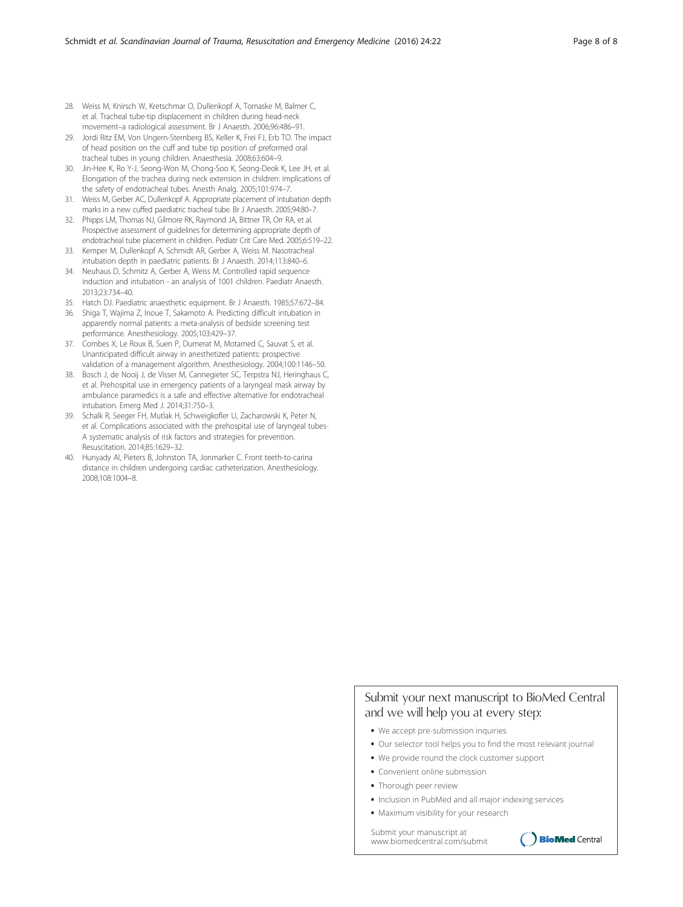28. Weiss M, Knirsch W, Kretschmar O, Dullenkopf A, Tomaske M, Balmer C, et al. Tracheal tube-tip displacement in children during head-neck movement–a radiological assessment. Br J Anaesth. 2006;96:486–91.
29. Jordi Ritz EM, Von Ungern-Sternberg BS, Keller K, Frei FJ, Erb TO. The impact of head position on the cuff and tube tip position of preformed oral tracheal tubes in young children. Anaesthesia. 2008;63:604–9.
30. Jin-Hee K, Ro Y-J, Seong-Won M, Chong-Soo K, Seong-Deok K, Lee JH, et al. Elongation of the trachea during neck extension in children: implications of the safety of endotracheal tubes. Anesth Analg. 2005;101:974–7.
31. Weiss M, Gerber AC, Dullenkopf A. Appropriate placement of intubation depth marks in a new cuffed paediatric tracheal tube. Br J Anaesth. 2005;94:80–7.
32. Phipps LM, Thomas NJ, Gilmore RK, Raymond JA, Bittner TR, Orr RA, et al. Prospective assessment of guidelines for determining appropriate depth of endotracheal tube placement in children. Pediatr Crit Care Med. 2005;6:519–22.
33. Kemper M, Dullenkopf A, Schmidt AR, Gerber A, Weiss M. Nasotracheal intubation depth in paediatric patients. Br J Anaesth. 2014;113:840–6.
34. Neuhaus D, Schmitz A, Gerber A, Weiss M. Controlled rapid sequence induction and intubation - an analysis of 1001 children. Paediatr Anaesth. 2013;23:734–40.
35. Hatch DJ. Paediatric anaesthetic equipment. Br J Anaesth. 1985;57:672–84.
36. Shiga T, Wajima Z, Inoue T, Sakamoto A. Predicting difficult intubation in apparently normal patients: a meta-analysis of bedside screening test performance. Anesthesiology. 2005;103:429–37.
37. Combes X, Le Roux B, Suen P, Dumerat M, Motamed C, Sauvat S, et al. Unanticipated difficult airway in anesthetized patients: prospective validation of a management algorithm. Anesthesiology. 2004;100:1146–50.
38. Bosch J, de Nooij J, de Visser M, Cannegieter SC, Terpstra NJ, Heringhaus C, et al. Prehospital use in emergency patients of a laryngeal mask airway by ambulance paramedics is a safe and effective alternative for endotracheal intubation. Emerg Med J. 2014;31:750–3.
39. Schalk R, Seeger FH, Mutlak H, Schweigkofler U, Zacharowski K, Peter N, et al. Complications associated with the prehospital use of laryngeal tubes- A systematic analysis of risk factors and strategies for prevention. Resuscitation. 2014;85:1629–32.
40. Hunyady AI, Pieters B, Johnston TA, Jonmarker C. Front teeth-to-carina distance in children undergoing cardiac catheterization. Anesthesiology. 2008;108:1004–8.

Submit your next manuscript to BioMed Central and we will help you at every step:

- We accept pre-submission inquiries
- Our selector tool helps you to find the most relevant journal
- We provide round the clock customer support
- Convenient online submission
- Thorough peer review
- Inclusion in PubMed and all major indexing services
- Maximum visibility for your research

Submit your manuscript at www.biomedcentral.com/submit

BioMed Central